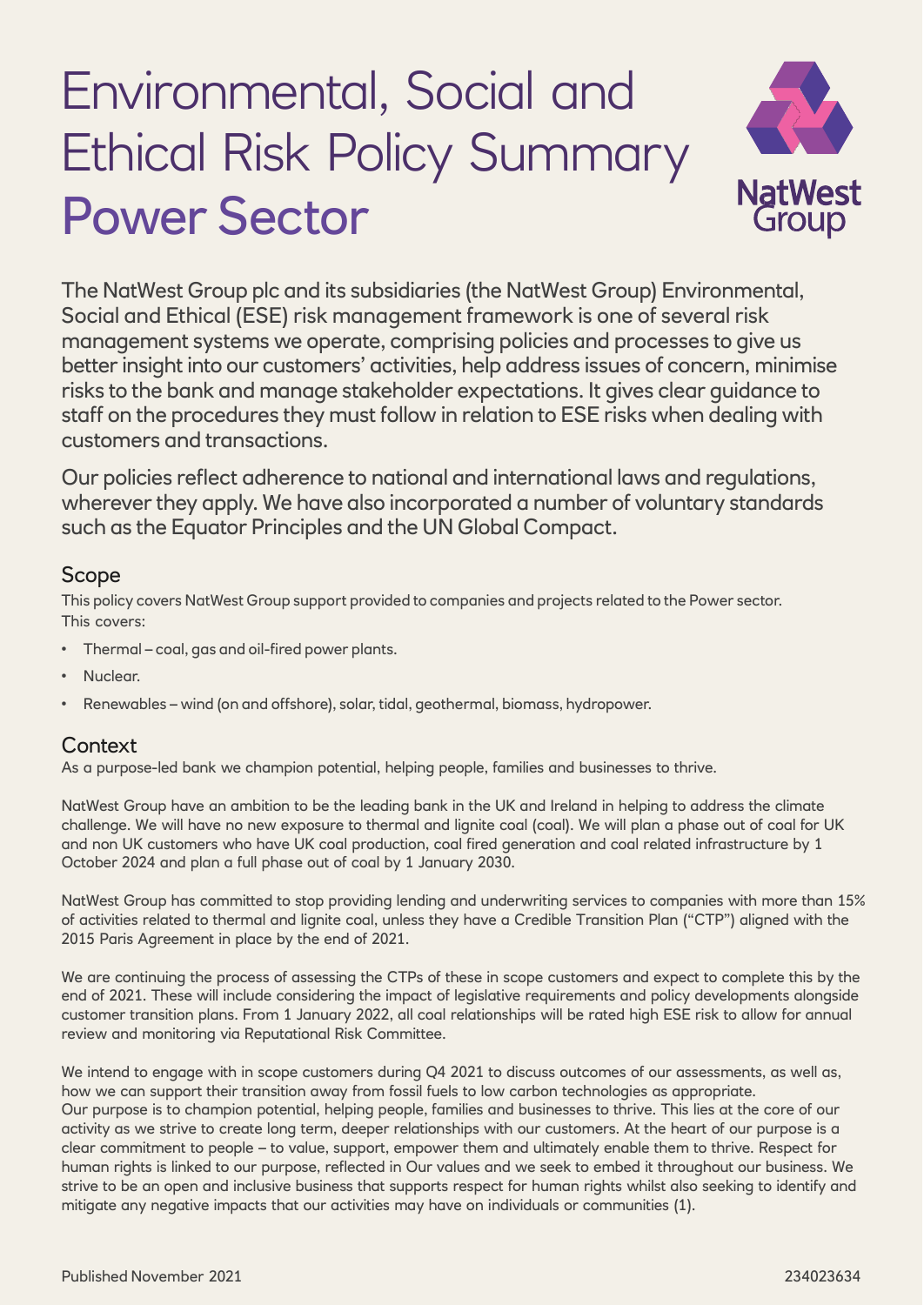# Environmental, Social and Ethical Risk Policy Summary Power Sector

The NatWest Group plc and its subsidiaries (the NatWest Group) Environmental, Social and Ethical (ESE) risk management framework is one of several risk management systems we operate, comprising policies and processes to give us better insight into our customers' activities, help address issues of concern, minimise risks to the bank and manage stakeholder expectations. It gives clear guidance to staff on the procedures they must follow in relation to ESE risks when dealing with customers and transactions.

Our policies reflect adherence to national and international laws and regulations, wherever they apply. We have also incorporated a number of voluntary standards such as the Equator Principles and the UN Global Compact.

## Scope

This policy covers NatWest Group support provided to companies and projects related to the Power sector. This covers:

- Thermal – coal, gas and oil-fired power plants.
- Nuclear.
- Renewables – wind (on and offshore), solar, tidal, geothermal, biomass, hydropower.

## Context

As a purpose-led bank we champion potential, helping people, families and businesses to thrive.

NatWest Group have an ambition to be the leading bank in the UK and Ireland in helping to address the climate challenge. We will have no new exposure to thermal and lignite coal (coal). We will plan a phase out of coal for UK and non UK customers who have UK coal production, coal fired generation and coal related infrastructure by 1 October 2024 and plan a full phase out of coal by 1 January 2030.

NatWest Group has committed to stop providing lending and underwriting services to companies with more than 15% of activities related to thermal and lignite coal, unless they have a Credible Transition Plan ("CTP") aligned with the 2015 Paris Agreement in place by the end of 2021.

We are continuing the process of assessing the CTPs of these in scope customers and expect to complete this by the end of 2021. These will include considering the impact of legislative requirements and policy developments alongside customer transition plans. From 1 January 2022, all coal relationships will be rated high ESE risk to allow for annual review and monitoring via Reputational Risk Committee.

We intend to engage with in scope customers during Q4 2021 to discuss outcomes of our assessments, as well as, how we can support their transition away from fossil fuels to low carbon technologies as appropriate.
Our purpose is to champion potential, helping people, families and businesses to thrive. This lies at the core of our activity as we strive to create long term, deeper relationships with our customers. At the heart of our purpose is a clear commitment to people – to value, support, empower them and ultimately enable them to thrive. Respect for human rights is linked to our purpose, reflected in Our values and we seek to embed it throughout our business. We strive to be an open and inclusive business that supports respect for human rights whilst also seeking to identify and mitigate any negative impacts that our activities may have on individuals or communities (1).

Published November 2021 234023634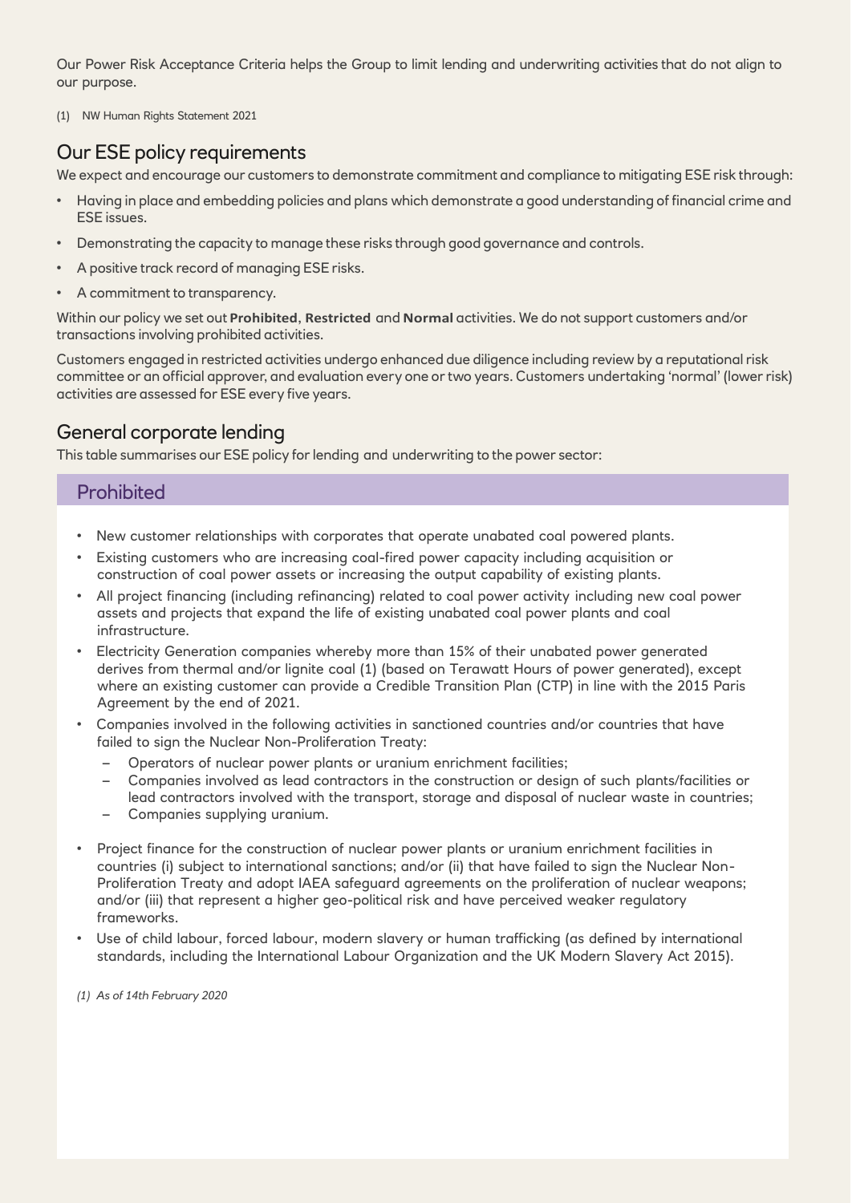Our Power Risk Acceptance Criteria helps the Group to limit lending and underwriting activities that do not align to our purpose.

(1) NW Human Rights Statement 2021

## Our ESE policy requirements

We expect and encourage our customers to demonstrate commitment and compliance to mitigating ESE risk through:

- Having in place and embedding policies and plans which demonstrate a good understanding of financial crime and ESE issues.
- Demonstrating the capacity to manage these risks through good governance and controls.
- A positive track record of managing ESE risks.
- A commitment to transparency.

Within our policy we set out **Prohibited**, **Restricted** and **Normal** activities. We do not support customers and/or transactions involving prohibited activities.

Customers engaged in restricted activities undergo enhanced due diligence including review by a reputational risk committee or an official approver, and evaluation every one or two years. Customers undertaking 'normal' (lower risk) activities are assessed for ESE every five years.

## General corporate lending

This table summarises our ESE policy for lending and underwriting to the power sector:

### Prohibited

- New customer relationships with corporates that operate unabated coal powered plants.
- Existing customers who are increasing coal-fired power capacity including acquisition or construction of coal power assets or increasing the output capability of existing plants.
- All project financing (including refinancing) related to coal power activity including new coal power assets and projects that expand the life of existing unabated coal power plants and coal infrastructure.
- Electricity Generation companies whereby more than 15% of their unabated power generated derives from thermal and/or lignite coal (1) (based on Terawatt Hours of power generated), except where an existing customer can provide a Credible Transition Plan (CTP) in line with the 2015 Paris Agreement by the end of 2021.
- Companies involved in the following activities in sanctioned countries and/or countries that have failed to sign the Nuclear Non-Proliferation Treaty:
  - Operators of nuclear power plants or uranium enrichment facilities;
  - Companies involved as lead contractors in the construction or design of such plants/facilities or lead contractors involved with the transport, storage and disposal of nuclear waste in countries;
  - Companies supplying uranium.
- Project finance for the construction of nuclear power plants or uranium enrichment facilities in countries (i) subject to international sanctions; and/or (ii) that have failed to sign the Nuclear Non-Proliferation Treaty and adopt IAEA safeguard agreements on the proliferation of nuclear weapons; and/or (iii) that represent a higher geo-political risk and have perceived weaker regulatory frameworks.
- Use of child labour, forced labour, modern slavery or human trafficking (as defined by international standards, including the International Labour Organization and the UK Modern Slavery Act 2015).

*(1) As of 14th February 2020*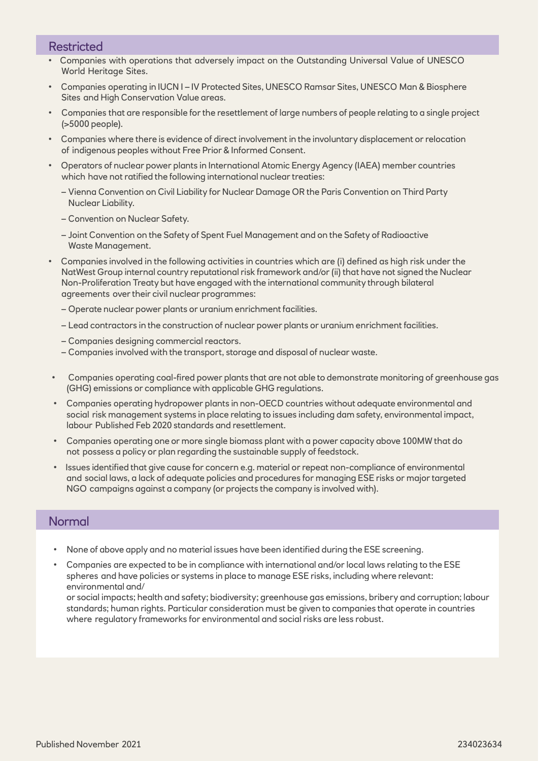## Restricted

- Companies with operations that adversely impact on the Outstanding Universal Value of UNESCO World Heritage Sites.
- Companies operating in IUCN I – IV Protected Sites, UNESCO Ramsar Sites, UNESCO Man & Biosphere Sites and High Conservation Value areas.
- Companies that are responsible for the resettlement of large numbers of people relating to a single project (>5000 people).
- Companies where there is evidence of direct involvement in the involuntary displacement or relocation of indigenous peoples without Free Prior & Informed Consent.
- Operators of nuclear power plants in International Atomic Energy Agency (IAEA) member countries which have not ratified the following international nuclear treaties:
  - Vienna Convention on Civil Liability for Nuclear Damage OR the Paris Convention on Third Party Nuclear Liability.
  - Convention on Nuclear Safety.
  - Joint Convention on the Safety of Spent Fuel Management and on the Safety of Radioactive Waste Management.
- Companies involved in the following activities in countries which are (i) defined as high risk under the NatWest Group internal country reputational risk framework and/or (ii) that have not signed the Nuclear Non-Proliferation Treaty but have engaged with the international community through bilateral agreements over their civil nuclear programmes:
  - Operate nuclear power plants or uranium enrichment facilities.
  - Lead contractors in the construction of nuclear power plants or uranium enrichment facilities.
  - Companies designing commercial reactors.
  - Companies involved with the transport, storage and disposal of nuclear waste.
- Companies operating coal-fired power plants that are not able to demonstrate monitoring of greenhouse gas (GHG) emissions or compliance with applicable GHG regulations.
- Companies operating hydropower plants in non-OECD countries without adequate environmental and social risk management systems in place relating to issues including dam safety, environmental impact, labour Published Feb 2020 standards and resettlement.
- Companies operating one or more single biomass plant with a power capacity above 100MW that do not possess a policy or plan regarding the sustainable supply of feedstock.
- Issues identified that give cause for concern e.g. material or repeat non-compliance of environmental and social laws, a lack of adequate policies and procedures for managing ESE risks or major targeted NGO campaigns against a company (or projects the company is involved with).

## Normal

- None of above apply and no material issues have been identified during the ESE screening.
- Companies are expected to be in compliance with international and/or local laws relating to the ESE spheres and have policies or systems in place to manage ESE risks, including where relevant: environmental and/ or social impacts; health and safety; biodiversity; greenhouse gas emissions, bribery and corruption; labour standards; human rights. Particular consideration must be given to companies that operate in countries where regulatory frameworks for environmental and social risks are less robust.

Published November 2021

234023634